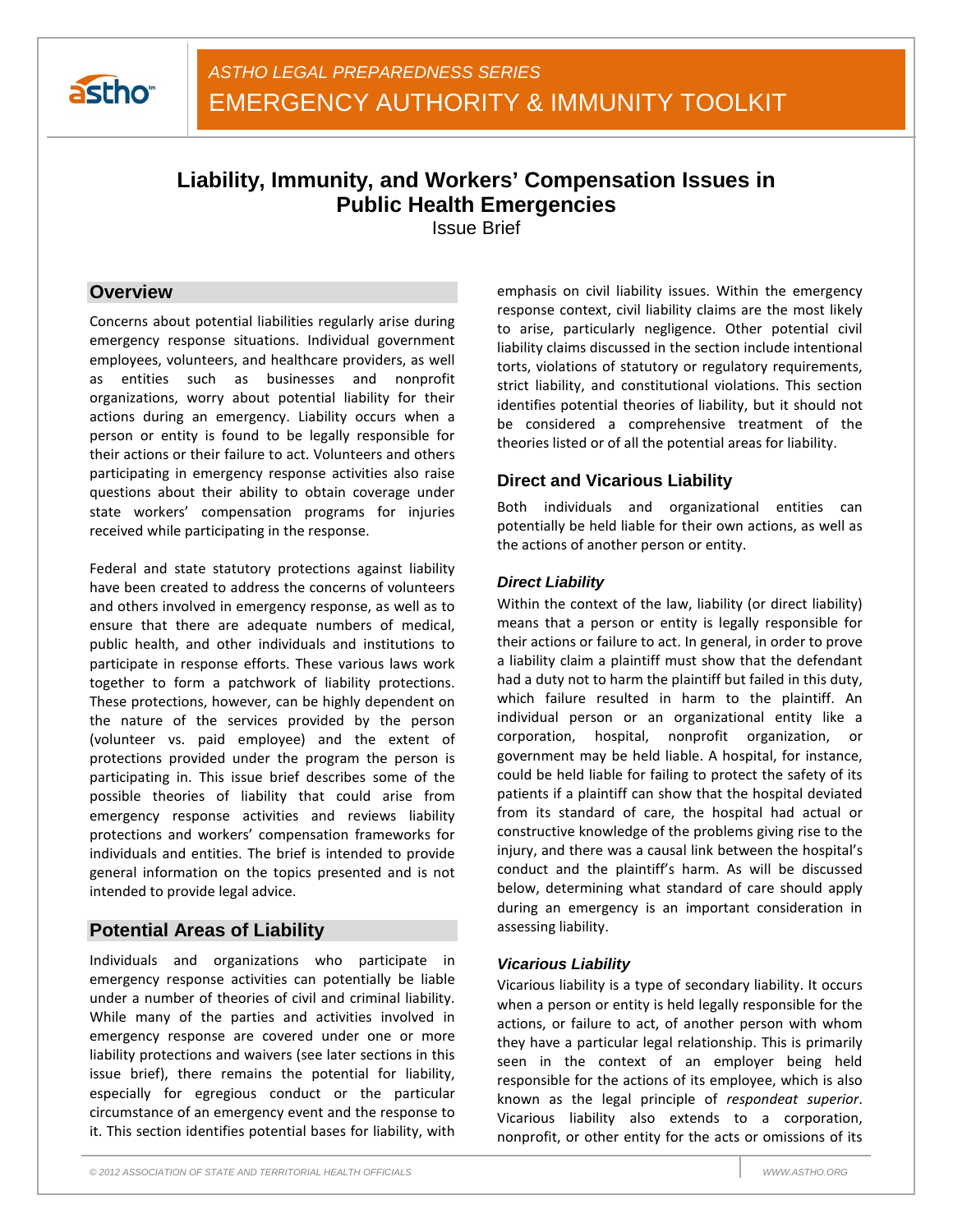ASTHO LEGAL PREPAREDNESS SERIES

EMERGENCY AUTHORITY & IMMUNITY TOOLKIT

# Liability, Immunity, and Workers' Compensation Issues in Public Health Emergencies

Issue Brief

## Overview

Concerns about potential liabilities regularly arise during emergency response situations. Individual government employees, volunteers, and healthcare providers, as well as entities such as businesses and nonprofit organizations, worry about potential liability for their actions during an emergency. Liability occurs when a person or entity is found to be legally responsible for their actions or their failure to act. Volunteers and others participating in emergency response activities also raise questions about their ability to obtain coverage under state workers' compensation programs for injuries received while participating in the response.

Federal and state statutory protections against liability have been created to address the concerns of volunteers and others involved in emergency response, as well as to ensure that there are adequate numbers of medical, public health, and other individuals and institutions to participate in response efforts. These various laws work together to form a patchwork of liability protections. These protections, however, can be highly dependent on the nature of the services provided by the person (volunteer vs. paid employee) and the extent of protections provided under the program the person is participating in. This issue brief describes some of the possible theories of liability that could arise from emergency response activities and reviews liability protections and workers' compensation frameworks for individuals and entities. The brief is intended to provide general information on the topics presented and is not intended to provide legal advice.

## Potential Areas of Liability

Individuals and organizations who participate in emergency response activities can potentially be liable under a number of theories of civil and criminal liability. While many of the parties and activities involved in emergency response are covered under one or more liability protections and waivers (see later sections in this issue brief), there remains the potential for liability, especially for egregious conduct or the particular circumstance of an emergency event and the response to it. This section identifies potential bases for liability, with emphasis on civil liability issues. Within the emergency response context, civil liability claims are the most likely to arise, particularly negligence. Other potential civil liability claims discussed in the section include intentional torts, violations of statutory or regulatory requirements, strict liability, and constitutional violations. This section identifies potential theories of liability, but it should not be considered a comprehensive treatment of the theories listed or of all the potential areas for liability.

### Direct and Vicarious Liability

Both individuals and organizational entities can potentially be held liable for their own actions, as well as the actions of another person or entity.

#### *Direct Liability*

Within the context of the law, liability (or direct liability) means that a person or entity is legally responsible for their actions or failure to act. In general, in order to prove a liability claim a plaintiff must show that the defendant had a duty not to harm the plaintiff but failed in this duty, which failure resulted in harm to the plaintiff. An individual person or an organizational entity like a corporation, hospital, nonprofit organization, or government may be held liable. A hospital, for instance, could be held liable for failing to protect the safety of its patients if a plaintiff can show that the hospital deviated from its standard of care, the hospital had actual or constructive knowledge of the problems giving rise to the injury, and there was a causal link between the hospital's conduct and the plaintiff's harm. As will be discussed below, determining what standard of care should apply during an emergency is an important consideration in assessing liability.

#### *Vicarious Liability*

Vicarious liability is a type of secondary liability. It occurs when a person or entity is held legally responsible for the actions, or failure to act, of another person with whom they have a particular legal relationship. This is primarily seen in the context of an employer being held responsible for the actions of its employee, which is also known as the legal principle of *respondeat superior*. Vicarious liability also extends to a corporation, nonprofit, or other entity for the acts or omissions of its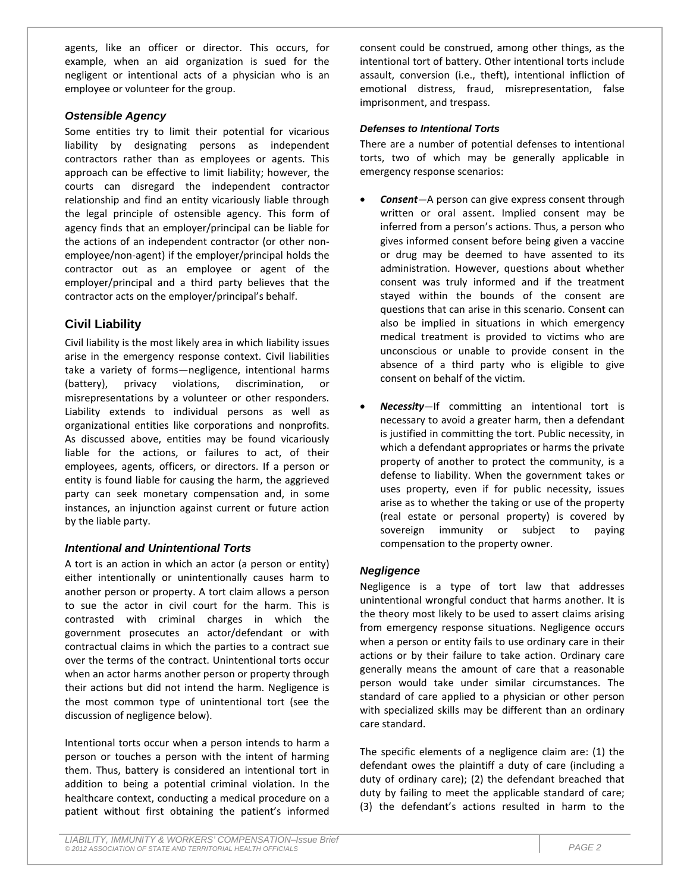agents, like an officer or director. This occurs, for example, when an aid organization is sued for the negligent or intentional acts of a physician who is an employee or volunteer for the group.

### *Ostensible Agency*

Some entities try to limit their potential for vicarious liability by designating persons as independent contractors rather than as employees or agents. This approach can be effective to limit liability; however, the courts can disregard the independent contractor relationship and find an entity vicariously liable through the legal principle of ostensible agency. This form of agency finds that an employer/principal can be liable for the actions of an independent contractor (or other non-employee/non-agent) if the employer/principal holds the contractor out as an employee or agent of the employer/principal and a third party believes that the contractor acts on the employer/principal's behalf.

## Civil Liability

Civil liability is the most likely area in which liability issues arise in the emergency response context. Civil liabilities take a variety of forms—negligence, intentional harms (battery), privacy violations, discrimination, or misrepresentations by a volunteer or other responders. Liability extends to individual persons as well as organizational entities like corporations and nonprofits. As discussed above, entities may be found vicariously liable for the actions, or failures to act, of their employees, agents, officers, or directors. If a person or entity is found liable for causing the harm, the aggrieved party can seek monetary compensation and, in some instances, an injunction against current or future action by the liable party.

### *Intentional and Unintentional Torts*

A tort is an action in which an actor (a person or entity) either intentionally or unintentionally causes harm to another person or property. A tort claim allows a person to sue the actor in civil court for the harm. This is contrasted with criminal charges in which the government prosecutes an actor/defendant or with contractual claims in which the parties to a contract sue over the terms of the contract. Unintentional torts occur when an actor harms another person or property through their actions but did not intend the harm. Negligence is the most common type of unintentional tort (see the discussion of negligence below).

Intentional torts occur when a person intends to harm a person or touches a person with the intent of harming them. Thus, battery is considered an intentional tort in addition to being a potential criminal violation. In the healthcare context, conducting a medical procedure on a patient without first obtaining the patient's informed consent could be construed, among other things, as the intentional tort of battery. Other intentional torts include assault, conversion (i.e., theft), intentional infliction of emotional distress, fraud, misrepresentation, false imprisonment, and trespass.

#### *Defenses to Intentional Torts*

There are a number of potential defenses to intentional torts, two of which may be generally applicable in emergency response scenarios:

- ***Consent***—A person can give express consent through written or oral assent. Implied consent may be inferred from a person's actions. Thus, a person who gives informed consent before being given a vaccine or drug may be deemed to have assented to its administration. However, questions about whether consent was truly informed and if the treatment stayed within the bounds of the consent are questions that can arise in this scenario. Consent can also be implied in situations in which emergency medical treatment is provided to victims who are unconscious or unable to provide consent in the absence of a third party who is eligible to give consent on behalf of the victim.

- ***Necessity***—If committing an intentional tort is necessary to avoid a greater harm, then a defendant is justified in committing the tort. Public necessity, in which a defendant appropriates or harms the private property of another to protect the community, is a defense to liability. When the government takes or uses property, even if for public necessity, issues arise as to whether the taking or use of the property (real estate or personal property) is covered by sovereign immunity or subject to paying compensation to the property owner.

### *Negligence*

Negligence is a type of tort law that addresses unintentional wrongful conduct that harms another. It is the theory most likely to be used to assert claims arising from emergency response situations. Negligence occurs when a person or entity fails to use ordinary care in their actions or by their failure to take action. Ordinary care generally means the amount of care that a reasonable person would take under similar circumstances. The standard of care applied to a physician or other person with specialized skills may be different than an ordinary care standard.

The specific elements of a negligence claim are: (1) the defendant owes the plaintiff a duty of care (including a duty of ordinary care); (2) the defendant breached that duty by failing to meet the applicable standard of care; (3) the defendant's actions resulted in harm to the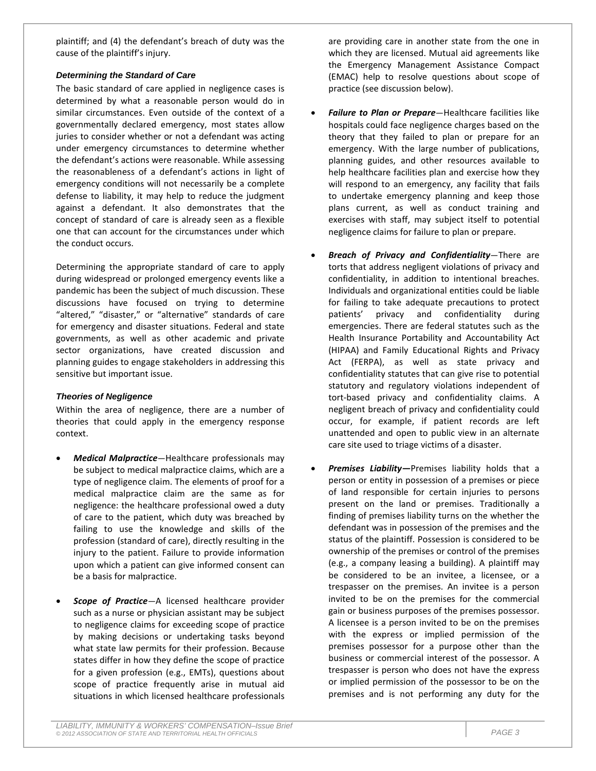plaintiff; and (4) the defendant's breach of duty was the cause of the plaintiff's injury.

### *Determining the Standard of Care*

The basic standard of care applied in negligence cases is determined by what a reasonable person would do in similar circumstances. Even outside of the context of a governmentally declared emergency, most states allow juries to consider whether or not a defendant was acting under emergency circumstances to determine whether the defendant's actions were reasonable. While assessing the reasonableness of a defendant's actions in light of emergency conditions will not necessarily be a complete defense to liability, it may help to reduce the judgment against a defendant. It also demonstrates that the concept of standard of care is already seen as a flexible one that can account for the circumstances under which the conduct occurs.

Determining the appropriate standard of care to apply during widespread or prolonged emergency events like a pandemic has been the subject of much discussion. These discussions have focused on trying to determine "altered," "disaster," or "alternative" standards of care for emergency and disaster situations. Federal and state governments, as well as other academic and private sector organizations, have created discussion and planning guides to engage stakeholders in addressing this sensitive but important issue.

### *Theories of Negligence*

Within the area of negligence, there are a number of theories that could apply in the emergency response context.

- ***Medical Malpractice***—Healthcare professionals may be subject to medical malpractice claims, which are a type of negligence claim. The elements of proof for a medical malpractice claim are the same as for negligence: the healthcare professional owed a duty of care to the patient, which duty was breached by failing to use the knowledge and skills of the profession (standard of care), directly resulting in the injury to the patient. Failure to provide information upon which a patient can give informed consent can be a basis for malpractice.

- ***Scope of Practice***—A licensed healthcare provider such as a nurse or physician assistant may be subject to negligence claims for exceeding scope of practice by making decisions or undertaking tasks beyond what state law permits for their profession. Because states differ in how they define the scope of practice for a given profession (e.g., EMTs), questions about scope of practice frequently arise in mutual aid situations in which licensed healthcare professionals are providing care in another state from the one in which they are licensed. Mutual aid agreements like the Emergency Management Assistance Compact (EMAC) help to resolve questions about scope of practice (see discussion below).

- ***Failure to Plan or Prepare***—Healthcare facilities like hospitals could face negligence charges based on the theory that they failed to plan or prepare for an emergency. With the large number of publications, planning guides, and other resources available to help healthcare facilities plan and exercise how they will respond to an emergency, any facility that fails to undertake emergency planning and keep those plans current, as well as conduct training and exercises with staff, may subject itself to potential negligence claims for failure to plan or prepare.

- ***Breach of Privacy and Confidentiality***—There are torts that address negligent violations of privacy and confidentiality, in addition to intentional breaches. Individuals and organizational entities could be liable for failing to take adequate precautions to protect patients' privacy and confidentiality during emergencies. There are federal statutes such as the Health Insurance Portability and Accountability Act (HIPAA) and Family Educational Rights and Privacy Act (FERPA), as well as state privacy and confidentiality statutes that can give rise to potential statutory and regulatory violations independent of tort-based privacy and confidentiality claims. A negligent breach of privacy and confidentiality could occur, for example, if patient records are left unattended and open to public view in an alternate care site used to triage victims of a disaster.

- ***Premises Liability***—Premises liability holds that a person or entity in possession of a premises or piece of land responsible for certain injuries to persons present on the land or premises. Traditionally a finding of premises liability turns on the whether the defendant was in possession of the premises and the status of the plaintiff. Possession is considered to be ownership of the premises or control of the premises (e.g., a company leasing a building). A plaintiff may be considered to be an invitee, a licensee, or a trespasser on the premises. An invitee is a person invited to be on the premises for the commercial gain or business purposes of the premises possessor. A licensee is a person invited to be on the premises with the express or implied permission of the premises possessor for a purpose other than the business or commercial interest of the possessor. A trespasser is person who does not have the express or implied permission of the possessor to be on the premises and is not performing any duty for the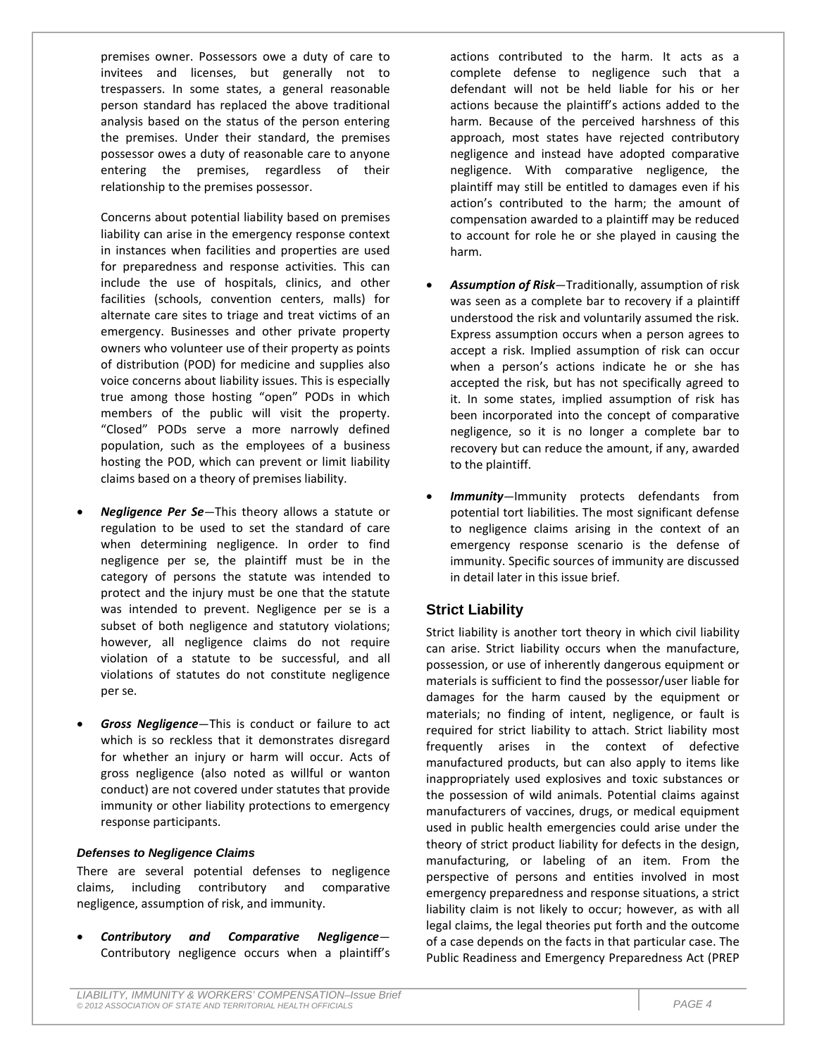premises owner. Possessors owe a duty of care to invitees and licenses, but generally not to trespassers. In some states, a general reasonable person standard has replaced the above traditional analysis based on the status of the person entering the premises. Under their standard, the premises possessor owes a duty of reasonable care to anyone entering the premises, regardless of their relationship to the premises possessor.

Concerns about potential liability based on premises liability can arise in the emergency response context in instances when facilities and properties are used for preparedness and response activities. This can include the use of hospitals, clinics, and other facilities (schools, convention centers, malls) for alternate care sites to triage and treat victims of an emergency. Businesses and other private property owners who volunteer use of their property as points of distribution (POD) for medicine and supplies also voice concerns about liability issues. This is especially true among those hosting "open" PODs in which members of the public will visit the property. "Closed" PODs serve a more narrowly defined population, such as the employees of a business hosting the POD, which can prevent or limit liability claims based on a theory of premises liability.

- ***Negligence Per Se***—This theory allows a statute or regulation to be used to set the standard of care when determining negligence. In order to find negligence per se, the plaintiff must be in the category of persons the statute was intended to protect and the injury must be one that the statute was intended to prevent. Negligence per se is a subset of both negligence and statutory violations; however, all negligence claims do not require violation of a statute to be successful, and all violations of statutes do not constitute negligence per se.

- ***Gross Negligence***—This is conduct or failure to act which is so reckless that it demonstrates disregard for whether an injury or harm will occur. Acts of gross negligence (also noted as willful or wanton conduct) are not covered under statutes that provide immunity or other liability protections to emergency response participants.

#### *Defenses to Negligence Claims*

There are several potential defenses to negligence claims, including contributory and comparative negligence, assumption of risk, and immunity.

- ***Contributory and Comparative Negligence***—Contributory negligence occurs when a plaintiff's actions contributed to the harm. It acts as a complete defense to negligence such that a defendant will not be held liable for his or her actions because the plaintiff's actions added to the harm. Because of the perceived harshness of this approach, most states have rejected contributory negligence and instead have adopted comparative negligence. With comparative negligence, the plaintiff may still be entitled to damages even if his action's contributed to the harm; the amount of compensation awarded to a plaintiff may be reduced to account for role he or she played in causing the harm.

- ***Assumption of Risk***—Traditionally, assumption of risk was seen as a complete bar to recovery if a plaintiff understood the risk and voluntarily assumed the risk. Express assumption occurs when a person agrees to accept a risk. Implied assumption of risk can occur when a person's actions indicate he or she has accepted the risk, but has not specifically agreed to it. In some states, implied assumption of risk has been incorporated into the concept of comparative negligence, so it is no longer a complete bar to recovery but can reduce the amount, if any, awarded to the plaintiff.

- ***Immunity***—Immunity protects defendants from potential tort liabilities. The most significant defense to negligence claims arising in the context of an emergency response scenario is the defense of immunity. Specific sources of immunity are discussed in detail later in this issue brief.

### Strict Liability

Strict liability is another tort theory in which civil liability can arise. Strict liability occurs when the manufacture, possession, or use of inherently dangerous equipment or materials is sufficient to find the possessor/user liable for damages for the harm caused by the equipment or materials; no finding of intent, negligence, or fault is required for strict liability to attach. Strict liability most frequently arises in the context of defective manufactured products, but can also apply to items like inappropriately used explosives and toxic substances or the possession of wild animals. Potential claims against manufacturers of vaccines, drugs, or medical equipment used in public health emergencies could arise under the theory of strict product liability for defects in the design, manufacturing, or labeling of an item. From the perspective of persons and entities involved in most emergency preparedness and response situations, a strict liability claim is not likely to occur; however, as with all legal claims, the legal theories put forth and the outcome of a case depends on the facts in that particular case. The Public Readiness and Emergency Preparedness Act (PREP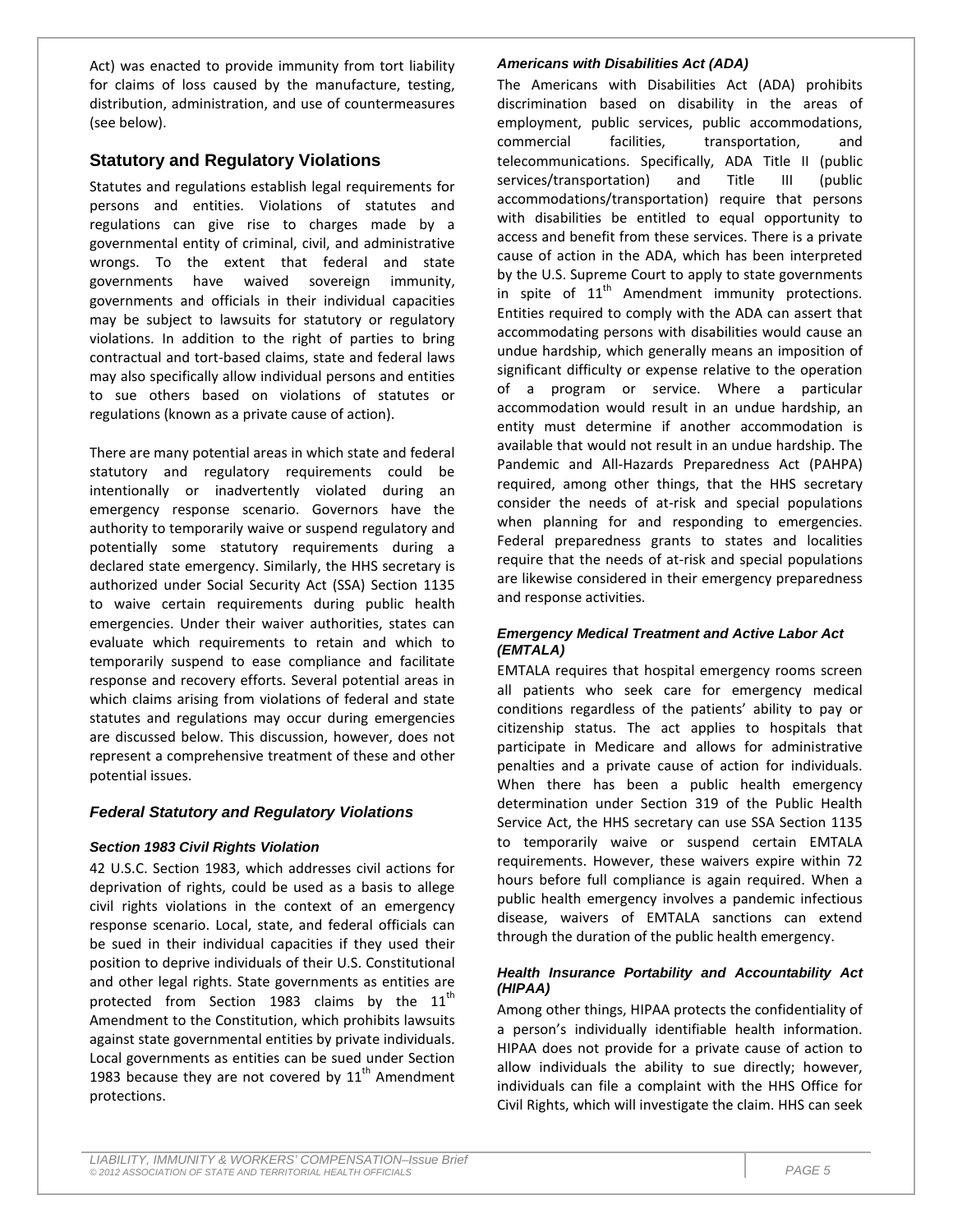Act) was enacted to provide immunity from tort liability for claims of loss caused by the manufacture, testing, distribution, administration, and use of countermeasures (see below).

## Statutory and Regulatory Violations

Statutes and regulations establish legal requirements for persons and entities. Violations of statutes and regulations can give rise to charges made by a governmental entity of criminal, civil, and administrative wrongs. To the extent that federal and state governments have waived sovereign immunity, governments and officials in their individual capacities may be subject to lawsuits for statutory or regulatory violations. In addition to the right of parties to bring contractual and tort-based claims, state and federal laws may also specifically allow individual persons and entities to sue others based on violations of statutes or regulations (known as a private cause of action).

There are many potential areas in which state and federal statutory and regulatory requirements could be intentionally or inadvertently violated during an emergency response scenario. Governors have the authority to temporarily waive or suspend regulatory and potentially some statutory requirements during a declared state emergency. Similarly, the HHS secretary is authorized under Social Security Act (SSA) Section 1135 to waive certain requirements during public health emergencies. Under their waiver authorities, states can evaluate which requirements to retain and which to temporarily suspend to ease compliance and facilitate response and recovery efforts. Several potential areas in which claims arising from violations of federal and state statutes and regulations may occur during emergencies are discussed below. This discussion, however, does not represent a comprehensive treatment of these and other potential issues.

### *Federal Statutory and Regulatory Violations*

#### *Section 1983 Civil Rights Violation*

42 U.S.C. Section 1983, which addresses civil actions for deprivation of rights, could be used as a basis to allege civil rights violations in the context of an emergency response scenario. Local, state, and federal officials can be sued in their individual capacities if they used their position to deprive individuals of their U.S. Constitutional and other legal rights. State governments as entities are protected from Section 1983 claims by the 11th Amendment to the Constitution, which prohibits lawsuits against state governmental entities by private individuals. Local governments as entities can be sued under Section 1983 because they are not covered by 11th Amendment protections.

#### *Americans with Disabilities Act (ADA)*

The Americans with Disabilities Act (ADA) prohibits discrimination based on disability in the areas of employment, public services, public accommodations, commercial facilities, transportation, and telecommunications. Specifically, ADA Title II (public services/transportation) and Title III (public accommodations/transportation) require that persons with disabilities be entitled to equal opportunity to access and benefit from these services. There is a private cause of action in the ADA, which has been interpreted by the U.S. Supreme Court to apply to state governments in spite of 11th Amendment immunity protections. Entities required to comply with the ADA can assert that accommodating persons with disabilities would cause an undue hardship, which generally means an imposition of significant difficulty or expense relative to the operation of a program or service. Where a particular accommodation would result in an undue hardship, an entity must determine if another accommodation is available that would not result in an undue hardship. The Pandemic and All-Hazards Preparedness Act (PAHPA) required, among other things, that the HHS secretary consider the needs of at-risk and special populations when planning for and responding to emergencies. Federal preparedness grants to states and localities require that the needs of at-risk and special populations are likewise considered in their emergency preparedness and response activities.

#### *Emergency Medical Treatment and Active Labor Act (EMTALA)*

EMTALA requires that hospital emergency rooms screen all patients who seek care for emergency medical conditions regardless of the patients' ability to pay or citizenship status. The act applies to hospitals that participate in Medicare and allows for administrative penalties and a private cause of action for individuals. When there has been a public health emergency determination under Section 319 of the Public Health Service Act, the HHS secretary can use SSA Section 1135 to temporarily waive or suspend certain EMTALA requirements. However, these waivers expire within 72 hours before full compliance is again required. When a public health emergency involves a pandemic infectious disease, waivers of EMTALA sanctions can extend through the duration of the public health emergency.

#### *Health Insurance Portability and Accountability Act (HIPAA)*

Among other things, HIPAA protects the confidentiality of a person's individually identifiable health information. HIPAA does not provide for a private cause of action to allow individuals the ability to sue directly; however, individuals can file a complaint with the HHS Office for Civil Rights, which will investigate the claim. HHS can seek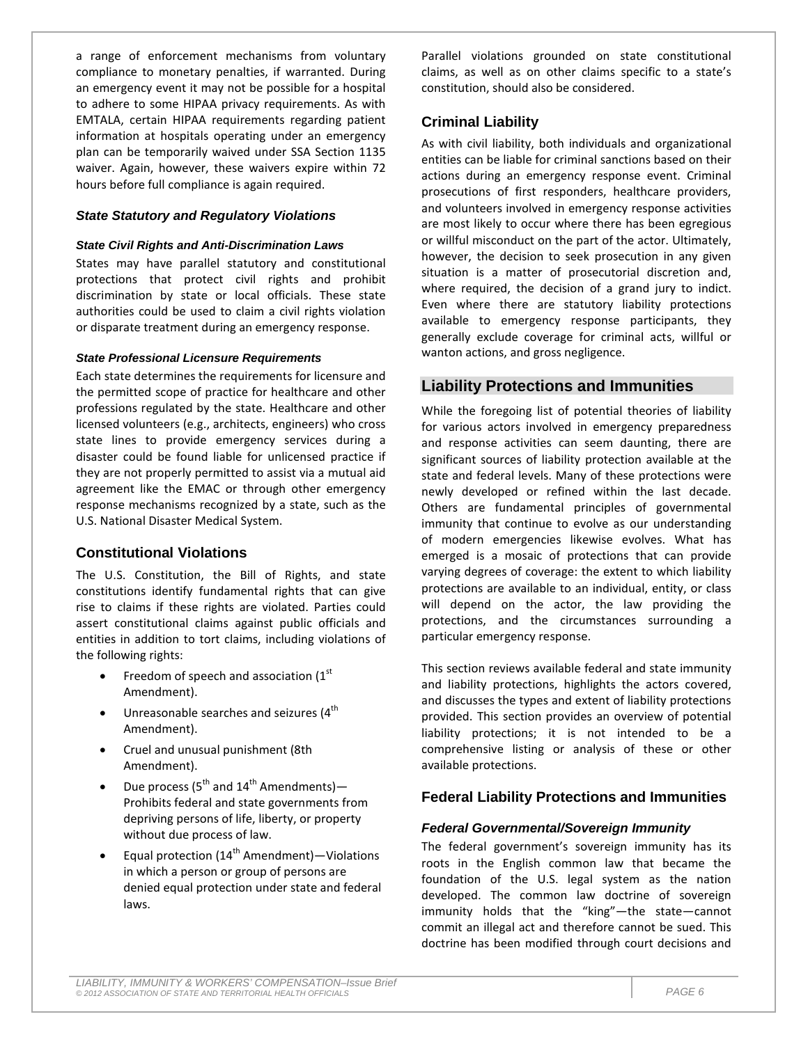a range of enforcement mechanisms from voluntary compliance to monetary penalties, if warranted. During an emergency event it may not be possible for a hospital to adhere to some HIPAA privacy requirements. As with EMTALA, certain HIPAA requirements regarding patient information at hospitals operating under an emergency plan can be temporarily waived under SSA Section 1135 waiver. Again, however, these waivers expire within 72 hours before full compliance is again required.

#### *State Statutory and Regulatory Violations*

##### *State Civil Rights and Anti-Discrimination Laws*

States may have parallel statutory and constitutional protections that protect civil rights and prohibit discrimination by state or local officials. These state authorities could be used to claim a civil rights violation or disparate treatment during an emergency response.

##### *State Professional Licensure Requirements*

Each state determines the requirements for licensure and the permitted scope of practice for healthcare and other professions regulated by the state. Healthcare and other licensed volunteers (e.g., architects, engineers) who cross state lines to provide emergency services during a disaster could be found liable for unlicensed practice if they are not properly permitted to assist via a mutual aid agreement like the EMAC or through other emergency response mechanisms recognized by a state, such as the U.S. National Disaster Medical System.

### Constitutional Violations

The U.S. Constitution, the Bill of Rights, and state constitutions identify fundamental rights that can give rise to claims if these rights are violated. Parties could assert constitutional claims against public officials and entities in addition to tort claims, including violations of the following rights:

- Freedom of speech and association (1st Amendment).
- Unreasonable searches and seizures (4th Amendment).
- Cruel and unusual punishment (8th Amendment).
- Due process (5th and 14th Amendments)—Prohibits federal and state governments from depriving persons of life, liberty, or property without due process of law.
- Equal protection (14th Amendment)—Violations in which a person or group of persons are denied equal protection under state and federal laws.

Parallel violations grounded on state constitutional claims, as well as on other claims specific to a state's constitution, should also be considered.

### Criminal Liability

As with civil liability, both individuals and organizational entities can be liable for criminal sanctions based on their actions during an emergency response event. Criminal prosecutions of first responders, healthcare providers, and volunteers involved in emergency response activities are most likely to occur where there has been egregious or willful misconduct on the part of the actor. Ultimately, however, the decision to seek prosecution in any given situation is a matter of prosecutorial discretion and, where required, the decision of a grand jury to indict. Even where there are statutory liability protections available to emergency response participants, they generally exclude coverage for criminal acts, willful or wanton actions, and gross negligence.

## Liability Protections and Immunities

While the foregoing list of potential theories of liability for various actors involved in emergency preparedness and response activities can seem daunting, there are significant sources of liability protection available at the state and federal levels. Many of these protections were newly developed or refined within the last decade. Others are fundamental principles of governmental immunity that continue to evolve as our understanding of modern emergencies likewise evolves. What has emerged is a mosaic of protections that can provide varying degrees of coverage: the extent to which liability protections are available to an individual, entity, or class will depend on the actor, the law providing the protections, and the circumstances surrounding a particular emergency response.

This section reviews available federal and state immunity and liability protections, highlights the actors covered, and discusses the types and extent of liability protections provided. This section provides an overview of potential liability protections; it is not intended to be a comprehensive listing or analysis of these or other available protections.

### Federal Liability Protections and Immunities

#### *Federal Governmental/Sovereign Immunity*

The federal government's sovereign immunity has its roots in the English common law that became the foundation of the U.S. legal system as the nation developed. The common law doctrine of sovereign immunity holds that the "king"—the state—cannot commit an illegal act and therefore cannot be sued. This doctrine has been modified through court decisions and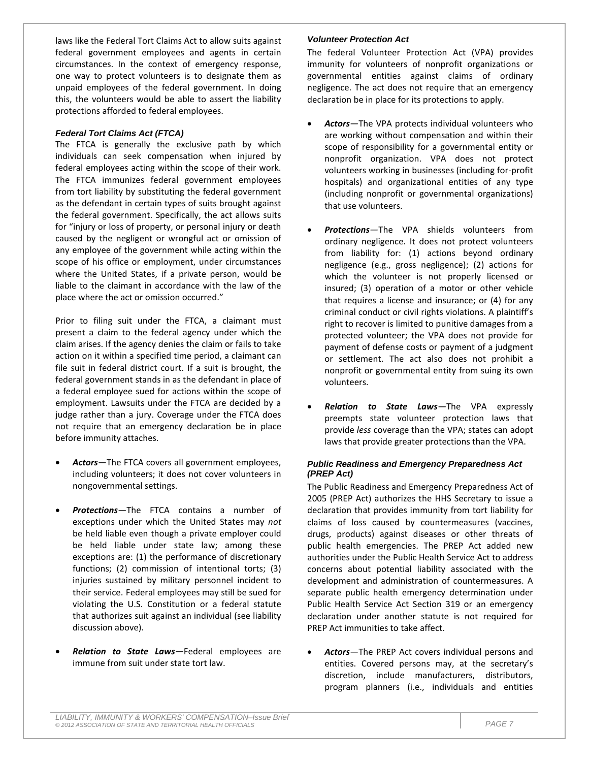laws like the Federal Tort Claims Act to allow suits against federal government employees and agents in certain circumstances. In the context of emergency response, one way to protect volunteers is to designate them as unpaid employees of the federal government. In doing this, the volunteers would be able to assert the liability protections afforded to federal employees.

### *Federal Tort Claims Act (FTCA)*

The FTCA is generally the exclusive path by which individuals can seek compensation when injured by federal employees acting within the scope of their work. The FTCA immunizes federal government employees from tort liability by substituting the federal government as the defendant in certain types of suits brought against the federal government. Specifically, the act allows suits for "injury or loss of property, or personal injury or death caused by the negligent or wrongful act or omission of any employee of the government while acting within the scope of his office or employment, under circumstances where the United States, if a private person, would be liable to the claimant in accordance with the law of the place where the act or omission occurred."

Prior to filing suit under the FTCA, a claimant must present a claim to the federal agency under which the claim arises. If the agency denies the claim or fails to take action on it within a specified time period, a claimant can file suit in federal district court. If a suit is brought, the federal government stands in as the defendant in place of a federal employee sued for actions within the scope of employment. Lawsuits under the FTCA are decided by a judge rather than a jury. Coverage under the FTCA does not require that an emergency declaration be in place before immunity attaches.

- ***Actors***—The FTCA covers all government employees, including volunteers; it does not cover volunteers in nongovernmental settings.
- ***Protections***—The FTCA contains a number of exceptions under which the United States may *not* be held liable even though a private employer could be held liable under state law; among these exceptions are: (1) the performance of discretionary functions; (2) commission of intentional torts; (3) injuries sustained by military personnel incident to their service. Federal employees may still be sued for violating the U.S. Constitution or a federal statute that authorizes suit against an individual (see liability discussion above).
- ***Relation to State Laws***—Federal employees are immune from suit under state tort law.

### *Volunteer Protection Act*

The federal Volunteer Protection Act (VPA) provides immunity for volunteers of nonprofit organizations or governmental entities against claims of ordinary negligence. The act does not require that an emergency declaration be in place for its protections to apply.

- ***Actors***—The VPA protects individual volunteers who are working without compensation and within their scope of responsibility for a governmental entity or nonprofit organization. VPA does not protect volunteers working in businesses (including for-profit hospitals) and organizational entities of any type (including nonprofit or governmental organizations) that use volunteers.
- ***Protections***—The VPA shields volunteers from ordinary negligence. It does not protect volunteers from liability for: (1) actions beyond ordinary negligence (e.g., gross negligence); (2) actions for which the volunteer is not properly licensed or insured; (3) operation of a motor or other vehicle that requires a license and insurance; or (4) for any criminal conduct or civil rights violations. A plaintiff's right to recover is limited to punitive damages from a protected volunteer; the VPA does not provide for payment of defense costs or payment of a judgment or settlement. The act also does not prohibit a nonprofit or governmental entity from suing its own volunteers.
- ***Relation to State Laws***—The VPA expressly preempts state volunteer protection laws that provide *less* coverage than the VPA; states can adopt laws that provide greater protections than the VPA.

### *Public Readiness and Emergency Preparedness Act (PREP Act)*

The Public Readiness and Emergency Preparedness Act of 2005 (PREP Act) authorizes the HHS Secretary to issue a declaration that provides immunity from tort liability for claims of loss caused by countermeasures (vaccines, drugs, products) against diseases or other threats of public health emergencies. The PREP Act added new authorities under the Public Health Service Act to address concerns about potential liability associated with the development and administration of countermeasures. A separate public health emergency determination under Public Health Service Act Section 319 or an emergency declaration under another statute is not required for PREP Act immunities to take affect.

- ***Actors***—The PREP Act covers individual persons and entities. Covered persons may, at the secretary's discretion, include manufacturers, distributors, program planners (i.e., individuals and entities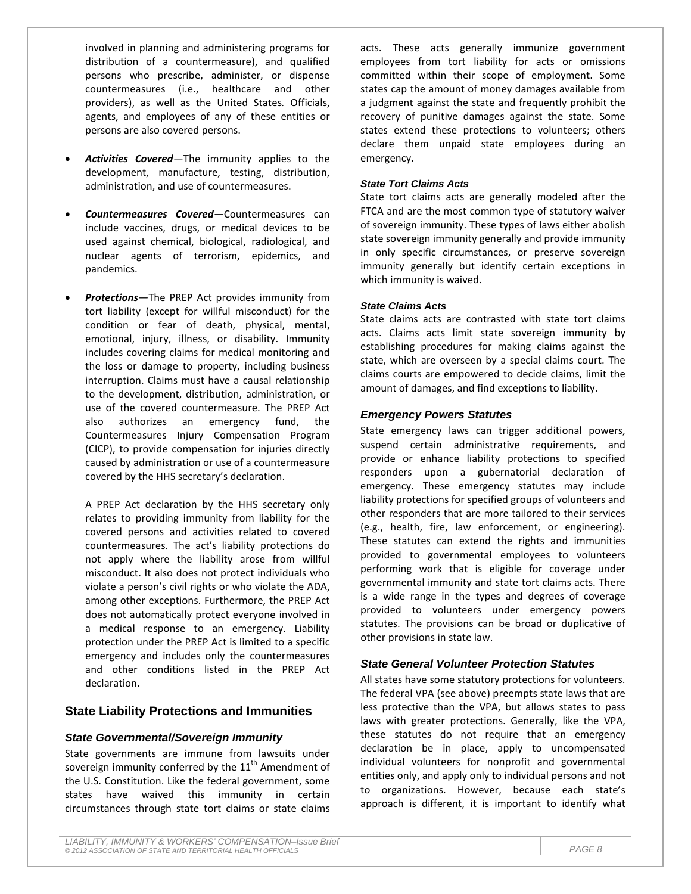involved in planning and administering programs for distribution of a countermeasure), and qualified persons who prescribe, administer, or dispense countermeasures (i.e., healthcare and other providers), as well as the United States. Officials, agents, and employees of any of these entities or persons are also covered persons.

- ***Activities Covered***—The immunity applies to the development, manufacture, testing, distribution, administration, and use of countermeasures.

- ***Countermeasures Covered***—Countermeasures can include vaccines, drugs, or medical devices to be used against chemical, biological, radiological, and nuclear agents of terrorism, epidemics, and pandemics.

- ***Protections***—The PREP Act provides immunity from tort liability (except for willful misconduct) for the condition or fear of death, physical, mental, emotional, injury, illness, or disability. Immunity includes covering claims for medical monitoring and the loss or damage to property, including business interruption. Claims must have a causal relationship to the development, distribution, administration, or use of the covered countermeasure. The PREP Act also authorizes an emergency fund, the Countermeasures Injury Compensation Program (CICP), to provide compensation for injuries directly caused by administration or use of a countermeasure covered by the HHS secretary's declaration.

  A PREP Act declaration by the HHS secretary only relates to providing immunity from liability for the covered persons and activities related to covered countermeasures. The act's liability protections do not apply where the liability arose from willful misconduct. It also does not protect individuals who violate a person's civil rights or who violate the ADA, among other exceptions. Furthermore, the PREP Act does not automatically protect everyone involved in a medical response to an emergency. Liability protection under the PREP Act is limited to a specific emergency and includes only the countermeasures and other conditions listed in the PREP Act declaration.

## State Liability Protections and Immunities

### State Governmental/Sovereign Immunity

State governments are immune from lawsuits under sovereign immunity conferred by the 11th Amendment of the U.S. Constitution. Like the federal government, some states have waived this immunity in certain circumstances through state tort claims or state claims acts. These acts generally immunize government employees from tort liability for acts or omissions committed within their scope of employment. Some states cap the amount of money damages available from a judgment against the state and frequently prohibit the recovery of punitive damages against the state. Some states extend these protections to volunteers; others declare them unpaid state employees during an emergency.

#### State Tort Claims Acts

State tort claims acts are generally modeled after the FTCA and are the most common type of statutory waiver of sovereign immunity. These types of laws either abolish state sovereign immunity generally and provide immunity in only specific circumstances, or preserve sovereign immunity generally but identify certain exceptions in which immunity is waived.

#### State Claims Acts

State claims acts are contrasted with state tort claims acts. Claims acts limit state sovereign immunity by establishing procedures for making claims against the state, which are overseen by a special claims court. The claims courts are empowered to decide claims, limit the amount of damages, and find exceptions to liability.

### Emergency Powers Statutes

State emergency laws can trigger additional powers, suspend certain administrative requirements, and provide or enhance liability protections to specified responders upon a gubernatorial declaration of emergency. These emergency statutes may include liability protections for specified groups of volunteers and other responders that are more tailored to their services (e.g., health, fire, law enforcement, or engineering). These statutes can extend the rights and immunities provided to governmental employees to volunteers performing work that is eligible for coverage under governmental immunity and state tort claims acts. There is a wide range in the types and degrees of coverage provided to volunteers under emergency powers statutes. The provisions can be broad or duplicative of other provisions in state law.

### State General Volunteer Protection Statutes

All states have some statutory protections for volunteers. The federal VPA (see above) preempts state laws that are less protective than the VPA, but allows states to pass laws with greater protections. Generally, like the VPA, these statutes do not require that an emergency declaration be in place, apply to uncompensated individual volunteers for nonprofit and governmental entities only, and apply only to individual persons and not to organizations. However, because each state's approach is different, it is important to identify what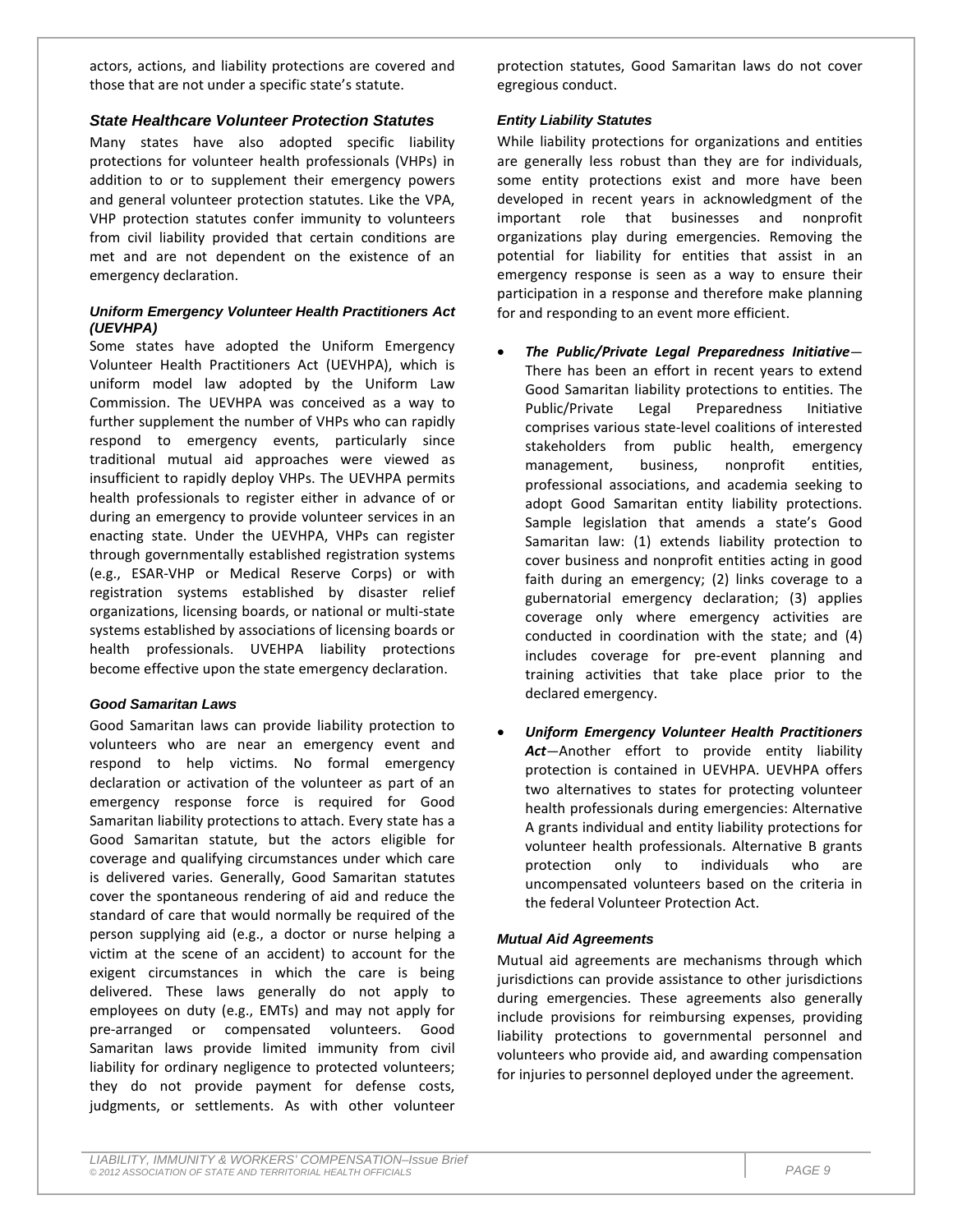actors, actions, and liability protections are covered and those that are not under a specific state's statute.

## State Healthcare Volunteer Protection Statutes

Many states have also adopted specific liability protections for volunteer health professionals (VHPs) in addition to or to supplement their emergency powers and general volunteer protection statutes. Like the VPA, VHP protection statutes confer immunity to volunteers from civil liability provided that certain conditions are met and are not dependent on the existence of an emergency declaration.

### Uniform Emergency Volunteer Health Practitioners Act (UEVHPA)

Some states have adopted the Uniform Emergency Volunteer Health Practitioners Act (UEVHPA), which is uniform model law adopted by the Uniform Law Commission. The UEVHPA was conceived as a way to further supplement the number of VHPs who can rapidly respond to emergency events, particularly since traditional mutual aid approaches were viewed as insufficient to rapidly deploy VHPs. The UEVHPA permits health professionals to register either in advance of or during an emergency to provide volunteer services in an enacting state. Under the UEVHPA, VHPs can register through governmentally established registration systems (e.g., ESAR-VHP or Medical Reserve Corps) or with registration systems established by disaster relief organizations, licensing boards, or national or multi-state systems established by associations of licensing boards or health professionals. UVEHPA liability protections become effective upon the state emergency declaration.

### Good Samaritan Laws

Good Samaritan laws can provide liability protection to volunteers who are near an emergency event and respond to help victims. No formal emergency declaration or activation of the volunteer as part of an emergency response force is required for Good Samaritan liability protections to attach. Every state has a Good Samaritan statute, but the actors eligible for coverage and qualifying circumstances under which care is delivered varies. Generally, Good Samaritan statutes cover the spontaneous rendering of aid and reduce the standard of care that would normally be required of the person supplying aid (e.g., a doctor or nurse helping a victim at the scene of an accident) to account for the exigent circumstances in which the care is being delivered. These laws generally do not apply to employees on duty (e.g., EMTs) and may not apply for pre-arranged or compensated volunteers. Good Samaritan laws provide limited immunity from civil liability for ordinary negligence to protected volunteers; they do not provide payment for defense costs, judgments, or settlements. As with other volunteer protection statutes, Good Samaritan laws do not cover egregious conduct.

### Entity Liability Statutes

While liability protections for organizations and entities are generally less robust than they are for individuals, some entity protections exist and more have been developed in recent years in acknowledgment of the important role that businesses and nonprofit organizations play during emergencies. Removing the potential for liability for entities that assist in an emergency response is seen as a way to ensure their participation in a response and therefore make planning for and responding to an event more efficient.

- ***The Public/Private Legal Preparedness Initiative***—There has been an effort in recent years to extend Good Samaritan liability protections to entities. The Public/Private Legal Preparedness Initiative comprises various state-level coalitions of interested stakeholders from public health, emergency management, business, nonprofit entities, professional associations, and academia seeking to adopt Good Samaritan entity liability protections. Sample legislation that amends a state's Good Samaritan law: (1) extends liability protection to cover business and nonprofit entities acting in good faith during an emergency; (2) links coverage to a gubernatorial emergency declaration; (3) applies coverage only where emergency activities are conducted in coordination with the state; and (4) includes coverage for pre-event planning and training activities that take place prior to the declared emergency.

- ***Uniform Emergency Volunteer Health Practitioners Act***—Another effort to provide entity liability protection is contained in UEVHPA. UEVHPA offers two alternatives to states for protecting volunteer health professionals during emergencies: Alternative A grants individual and entity liability protections for volunteer health professionals. Alternative B grants protection only to individuals who are uncompensated volunteers based on the criteria in the federal Volunteer Protection Act.

### Mutual Aid Agreements

Mutual aid agreements are mechanisms through which jurisdictions can provide assistance to other jurisdictions during emergencies. These agreements also generally include provisions for reimbursing expenses, providing liability protections to governmental personnel and volunteers who provide aid, and awarding compensation for injuries to personnel deployed under the agreement.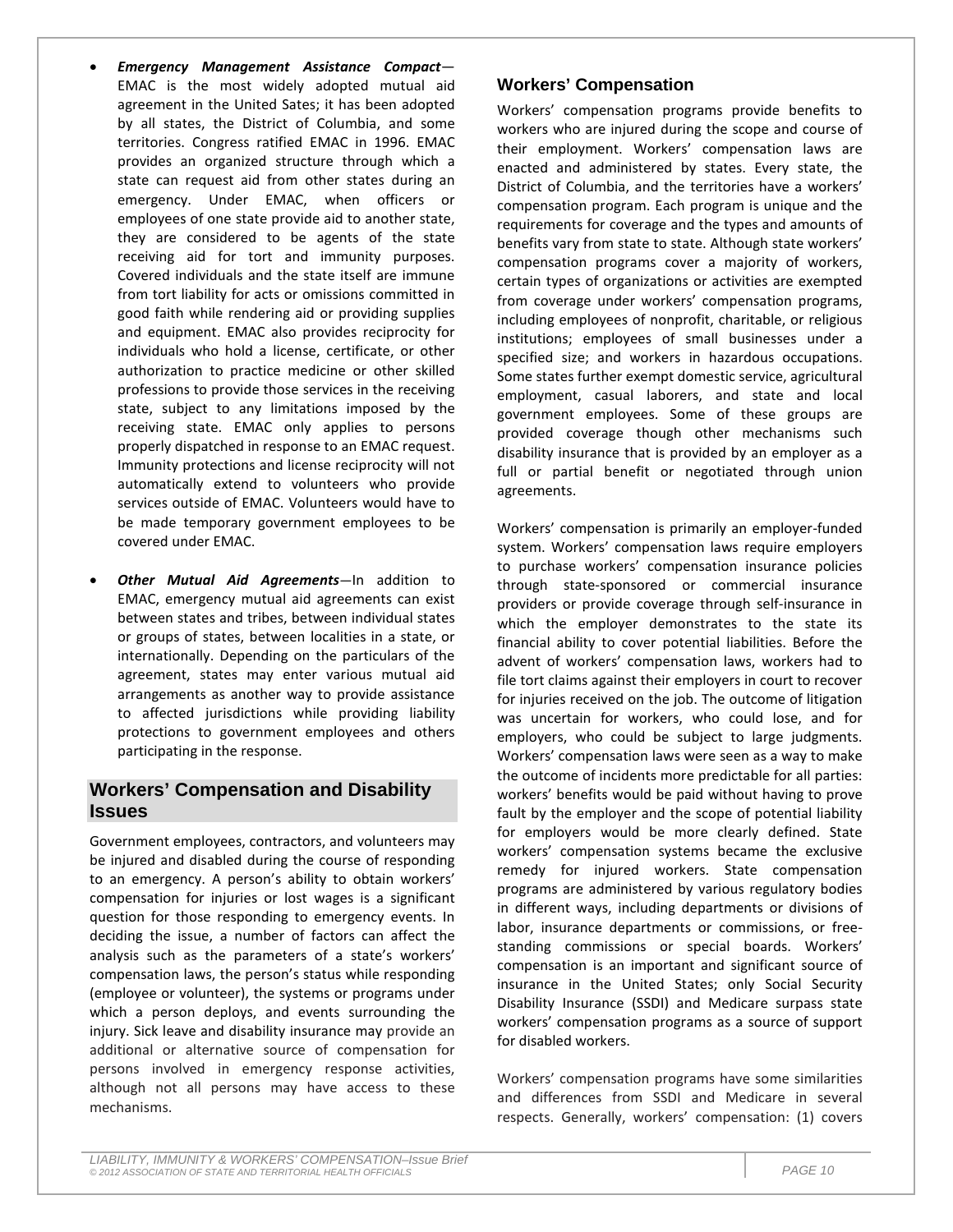- ***Emergency Management Assistance Compact***—EMAC is the most widely adopted mutual aid agreement in the United Sates; it has been adopted by all states, the District of Columbia, and some territories. Congress ratified EMAC in 1996. EMAC provides an organized structure through which a state can request aid from other states during an emergency. Under EMAC, when officers or employees of one state provide aid to another state, they are considered to be agents of the state receiving aid for tort and immunity purposes. Covered individuals and the state itself are immune from tort liability for acts or omissions committed in good faith while rendering aid or providing supplies and equipment. EMAC also provides reciprocity for individuals who hold a license, certificate, or other authorization to practice medicine or other skilled professions to provide those services in the receiving state, subject to any limitations imposed by the receiving state. EMAC only applies to persons properly dispatched in response to an EMAC request. Immunity protections and license reciprocity will not automatically extend to volunteers who provide services outside of EMAC. Volunteers would have to be made temporary government employees to be covered under EMAC.

- ***Other Mutual Aid Agreements***—In addition to EMAC, emergency mutual aid agreements can exist between states and tribes, between individual states or groups of states, between localities in a state, or internationally. Depending on the particulars of the agreement, states may enter various mutual aid arrangements as another way to provide assistance to affected jurisdictions while providing liability protections to government employees and others participating in the response.

## Workers' Compensation and Disability Issues

Government employees, contractors, and volunteers may be injured and disabled during the course of responding to an emergency. A person's ability to obtain workers' compensation for injuries or lost wages is a significant question for those responding to emergency events. In deciding the issue, a number of factors can affect the analysis such as the parameters of a state's workers' compensation laws, the person's status while responding (employee or volunteer), the systems or programs under which a person deploys, and events surrounding the injury. Sick leave and disability insurance may provide an additional or alternative source of compensation for persons involved in emergency response activities, although not all persons may have access to these mechanisms.

### Workers' Compensation

Workers' compensation programs provide benefits to workers who are injured during the scope and course of their employment. Workers' compensation laws are enacted and administered by states. Every state, the District of Columbia, and the territories have a workers' compensation program. Each program is unique and the requirements for coverage and the types and amounts of benefits vary from state to state. Although state workers' compensation programs cover a majority of workers, certain types of organizations or activities are exempted from coverage under workers' compensation programs, including employees of nonprofit, charitable, or religious institutions; employees of small businesses under a specified size; and workers in hazardous occupations. Some states further exempt domestic service, agricultural employment, casual laborers, and state and local government employees. Some of these groups are provided coverage though other mechanisms such disability insurance that is provided by an employer as a full or partial benefit or negotiated through union agreements.

Workers' compensation is primarily an employer-funded system. Workers' compensation laws require employers to purchase workers' compensation insurance policies through state-sponsored or commercial insurance providers or provide coverage through self-insurance in which the employer demonstrates to the state its financial ability to cover potential liabilities. Before the advent of workers' compensation laws, workers had to file tort claims against their employers in court to recover for injuries received on the job. The outcome of litigation was uncertain for workers, who could lose, and for employers, who could be subject to large judgments. Workers' compensation laws were seen as a way to make the outcome of incidents more predictable for all parties: workers' benefits would be paid without having to prove fault by the employer and the scope of potential liability for employers would be more clearly defined. State workers' compensation systems became the exclusive remedy for injured workers. State compensation programs are administered by various regulatory bodies in different ways, including departments or divisions of labor, insurance departments or commissions, or free-standing commissions or special boards. Workers' compensation is an important and significant source of insurance in the United States; only Social Security Disability Insurance (SSDI) and Medicare surpass state workers' compensation programs as a source of support for disabled workers.

Workers' compensation programs have some similarities and differences from SSDI and Medicare in several respects. Generally, workers' compensation: (1) covers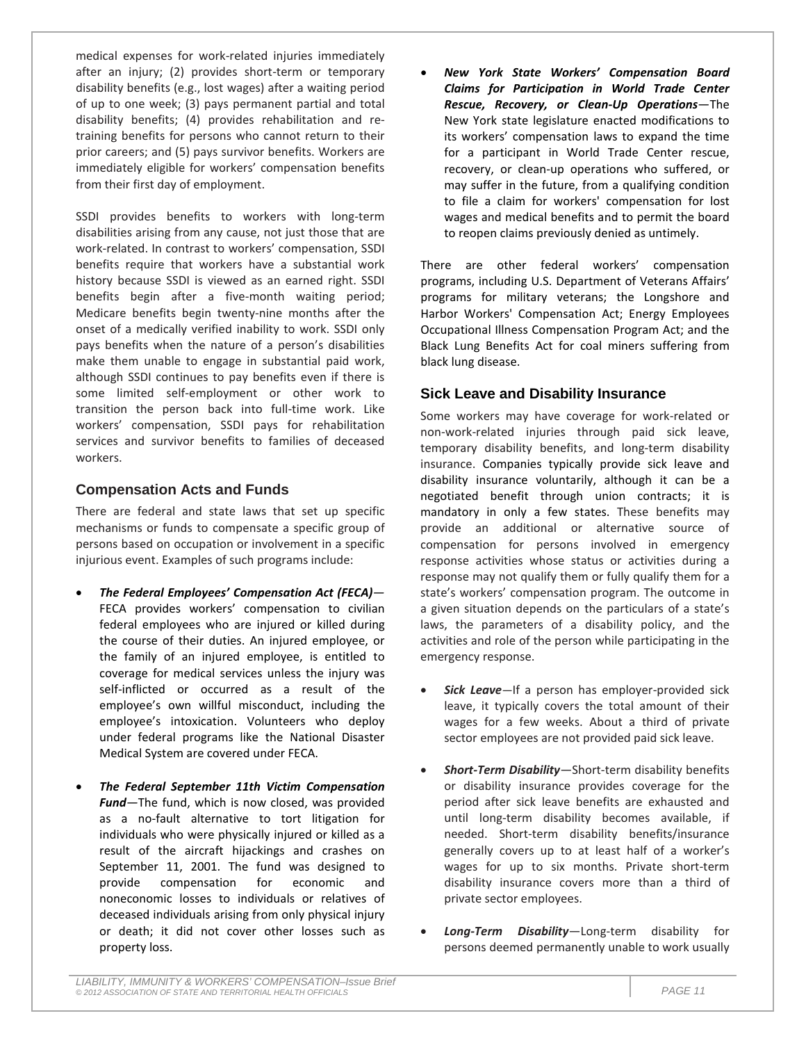medical expenses for work-related injuries immediately after an injury; (2) provides short-term or temporary disability benefits (e.g., lost wages) after a waiting period of up to one week; (3) pays permanent partial and total disability benefits; (4) provides rehabilitation and re-training benefits for persons who cannot return to their prior careers; and (5) pays survivor benefits. Workers are immediately eligible for workers' compensation benefits from their first day of employment.

SSDI provides benefits to workers with long-term disabilities arising from any cause, not just those that are work-related. In contrast to workers' compensation, SSDI benefits require that workers have a substantial work history because SSDI is viewed as an earned right. SSDI benefits begin after a five-month waiting period; Medicare benefits begin twenty-nine months after the onset of a medically verified inability to work. SSDI only pays benefits when the nature of a person's disabilities make them unable to engage in substantial paid work, although SSDI continues to pay benefits even if there is some limited self-employment or other work to transition the person back into full-time work. Like workers' compensation, SSDI pays for rehabilitation services and survivor benefits to families of deceased workers.

## Compensation Acts and Funds

There are federal and state laws that set up specific mechanisms or funds to compensate a specific group of persons based on occupation or involvement in a specific injurious event. Examples of such programs include:

- ***The Federal Employees' Compensation Act (FECA)***—FECA provides workers' compensation to civilian federal employees who are injured or killed during the course of their duties. An injured employee, or the family of an injured employee, is entitled to coverage for medical services unless the injury was self-inflicted or occurred as a result of the employee's own willful misconduct, including the employee's intoxication. Volunteers who deploy under federal programs like the National Disaster Medical System are covered under FECA.
- ***The Federal September 11th Victim Compensation Fund***—The fund, which is now closed, was provided as a no-fault alternative to tort litigation for individuals who were physically injured or killed as a result of the aircraft hijackings and crashes on September 11, 2001. The fund was designed to provide compensation for economic and noneconomic losses to individuals or relatives of deceased individuals arising from only physical injury or death; it did not cover other losses such as property loss.
- ***New York State Workers' Compensation Board Claims for Participation in World Trade Center Rescue, Recovery, or Clean-Up Operations***—The New York state legislature enacted modifications to its workers' compensation laws to expand the time for a participant in World Trade Center rescue, recovery, or clean-up operations who suffered, or may suffer in the future, from a qualifying condition to file a claim for workers' compensation for lost wages and medical benefits and to permit the board to reopen claims previously denied as untimely.

There are other federal workers' compensation programs, including U.S. Department of Veterans Affairs' programs for military veterans; the Longshore and Harbor Workers' Compensation Act; Energy Employees Occupational Illness Compensation Program Act; and the Black Lung Benefits Act for coal miners suffering from black lung disease.

## Sick Leave and Disability Insurance

Some workers may have coverage for work-related or non-work-related injuries through paid sick leave, temporary disability benefits, and long-term disability insurance. Companies typically provide sick leave and disability insurance voluntarily, although it can be a negotiated benefit through union contracts; it is mandatory in only a few states. These benefits may provide an additional or alternative source of compensation for persons involved in emergency response activities whose status or activities during a response may not qualify them or fully qualify them for a state's workers' compensation program. The outcome in a given situation depends on the particulars of a state's laws, the parameters of a disability policy, and the activities and role of the person while participating in the emergency response.

- ***Sick Leave***—If a person has employer-provided sick leave, it typically covers the total amount of their wages for a few weeks. About a third of private sector employees are not provided paid sick leave.
- ***Short-Term Disability***—Short-term disability benefits or disability insurance provides coverage for the period after sick leave benefits are exhausted and until long-term disability becomes available, if needed. Short-term disability benefits/insurance generally covers up to at least half of a worker's wages for up to six months. Private short-term disability insurance covers more than a third of private sector employees.
- ***Long-Term Disability***—Long-term disability for persons deemed permanently unable to work usually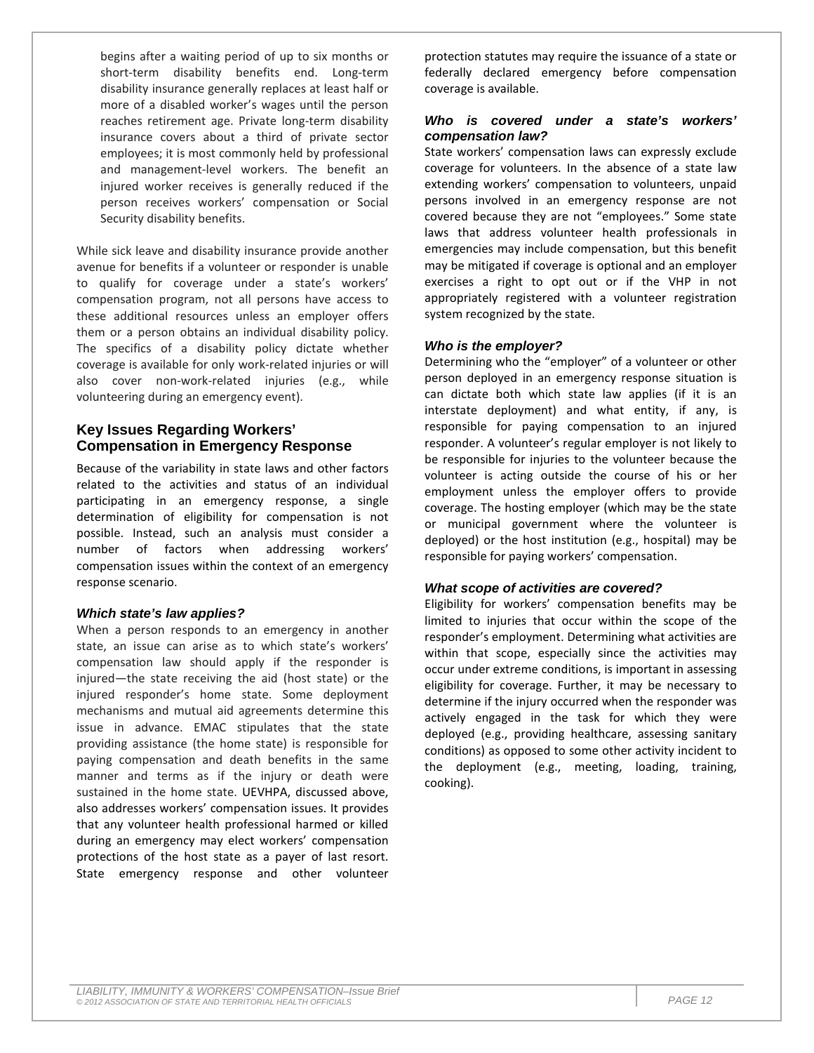begins after a waiting period of up to six months or short-term disability benefits end. Long-term disability insurance generally replaces at least half or more of a disabled worker's wages until the person reaches retirement age. Private long-term disability insurance covers about a third of private sector employees; it is most commonly held by professional and management-level workers. The benefit an injured worker receives is generally reduced if the person receives workers' compensation or Social Security disability benefits.

While sick leave and disability insurance provide another avenue for benefits if a volunteer or responder is unable to qualify for coverage under a state's workers' compensation program, not all persons have access to these additional resources unless an employer offers them or a person obtains an individual disability policy. The specifics of a disability policy dictate whether coverage is available for only work-related injuries or will also cover non-work-related injuries (e.g., while volunteering during an emergency event).

## Key Issues Regarding Workers' Compensation in Emergency Response

Because of the variability in state laws and other factors related to the activities and status of an individual participating in an emergency response, a single determination of eligibility for compensation is not possible. Instead, such an analysis must consider a number of factors when addressing workers' compensation issues within the context of an emergency response scenario.

### *Which state's law applies?*

When a person responds to an emergency in another state, an issue can arise as to which state's workers' compensation law should apply if the responder is injured—the state receiving the aid (host state) or the injured responder's home state. Some deployment mechanisms and mutual aid agreements determine this issue in advance. EMAC stipulates that the state providing assistance (the home state) is responsible for paying compensation and death benefits in the same manner and terms as if the injury or death were sustained in the home state. UEVHPA, discussed above, also addresses workers' compensation issues. It provides that any volunteer health professional harmed or killed during an emergency may elect workers' compensation protections of the host state as a payer of last resort. State emergency response and other volunteer protection statutes may require the issuance of a state or federally declared emergency before compensation coverage is available.

### *Who is covered under a state's workers' compensation law?*

State workers' compensation laws can expressly exclude coverage for volunteers. In the absence of a state law extending workers' compensation to volunteers, unpaid persons involved in an emergency response are not covered because they are not "employees." Some state laws that address volunteer health professionals in emergencies may include compensation, but this benefit may be mitigated if coverage is optional and an employer exercises a right to opt out or if the VHP in not appropriately registered with a volunteer registration system recognized by the state.

### *Who is the employer?*

Determining who the "employer" of a volunteer or other person deployed in an emergency response situation is can dictate both which state law applies (if it is an interstate deployment) and what entity, if any, is responsible for paying compensation to an injured responder. A volunteer's regular employer is not likely to be responsible for injuries to the volunteer because the volunteer is acting outside the course of his or her employment unless the employer offers to provide coverage. The hosting employer (which may be the state or municipal government where the volunteer is deployed) or the host institution (e.g., hospital) may be responsible for paying workers' compensation.

### *What scope of activities are covered?*

Eligibility for workers' compensation benefits may be limited to injuries that occur within the scope of the responder's employment. Determining what activities are within that scope, especially since the activities may occur under extreme conditions, is important in assessing eligibility for coverage. Further, it may be necessary to determine if the injury occurred when the responder was actively engaged in the task for which they were deployed (e.g., providing healthcare, assessing sanitary conditions) as opposed to some other activity incident to the deployment (e.g., meeting, loading, training, cooking).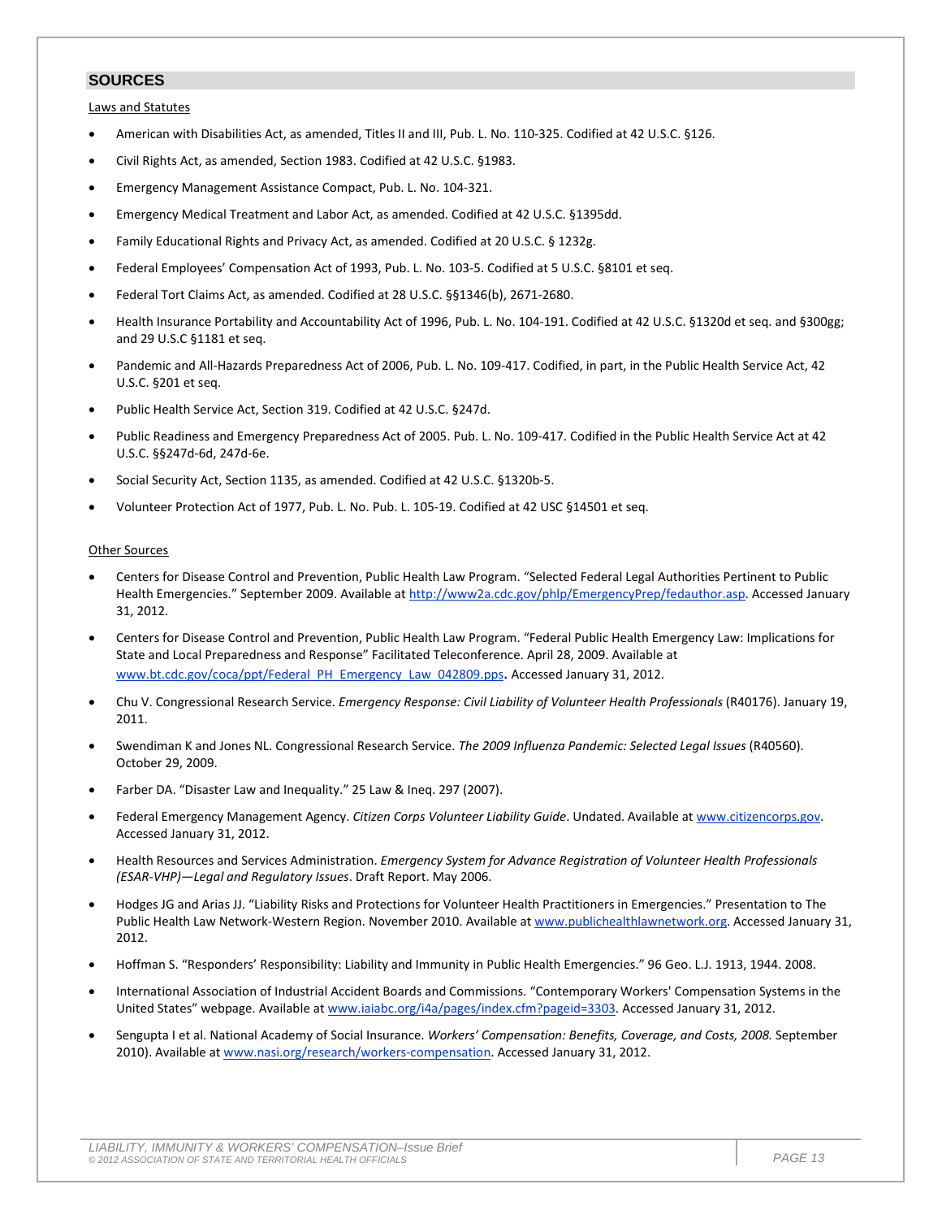## SOURCES

Laws and Statutes

- American with Disabilities Act, as amended, Titles II and III, Pub. L. No. 110-325. Codified at 42 U.S.C. §126.
- Civil Rights Act, as amended, Section 1983. Codified at 42 U.S.C. §1983.
- Emergency Management Assistance Compact, Pub. L. No. 104-321.
- Emergency Medical Treatment and Labor Act, as amended. Codified at 42 U.S.C. §1395dd.
- Family Educational Rights and Privacy Act, as amended. Codified at 20 U.S.C. § 1232g.
- Federal Employees' Compensation Act of 1993, Pub. L. No. 103-5. Codified at 5 U.S.C. §8101 et seq.
- Federal Tort Claims Act, as amended. Codified at 28 U.S.C. §§1346(b), 2671-2680.
- Health Insurance Portability and Accountability Act of 1996, Pub. L. No. 104-191. Codified at 42 U.S.C. §1320d et seq. and §300gg; and 29 U.S.C §1181 et seq.
- Pandemic and All-Hazards Preparedness Act of 2006, Pub. L. No. 109-417. Codified, in part, in the Public Health Service Act, 42 U.S.C. §201 et seq.
- Public Health Service Act, Section 319. Codified at 42 U.S.C. §247d.
- Public Readiness and Emergency Preparedness Act of 2005. Pub. L. No. 109-417. Codified in the Public Health Service Act at 42 U.S.C. §§247d-6d, 247d-6e.
- Social Security Act, Section 1135, as amended. Codified at 42 U.S.C. §1320b-5.
- Volunteer Protection Act of 1977, Pub. L. No. Pub. L. 105-19. Codified at 42 USC §14501 et seq.

Other Sources

- Centers for Disease Control and Prevention, Public Health Law Program. "Selected Federal Legal Authorities Pertinent to Public Health Emergencies." September 2009. Available at http://www2a.cdc.gov/phlp/EmergencyPrep/fedauthor.asp. Accessed January 31, 2012.
- Centers for Disease Control and Prevention, Public Health Law Program. "Federal Public Health Emergency Law: Implications for State and Local Preparedness and Response" Facilitated Teleconference. April 28, 2009. Available at www.bt.cdc.gov/coca/ppt/Federal_PH_Emergency_Law_042809.pps. Accessed January 31, 2012.
- Chu V. Congressional Research Service. *Emergency Response: Civil Liability of Volunteer Health Professionals* (R40176). January 19, 2011.
- Swendiman K and Jones NL. Congressional Research Service. *The 2009 Influenza Pandemic: Selected Legal Issues* (R40560). October 29, 2009.
- Farber DA. "Disaster Law and Inequality." 25 Law & Ineq. 297 (2007).
- Federal Emergency Management Agency. *Citizen Corps Volunteer Liability Guide*. Undated. Available at www.citizencorps.gov. Accessed January 31, 2012.
- Health Resources and Services Administration. *Emergency System for Advance Registration of Volunteer Health Professionals (ESAR-VHP)—Legal and Regulatory Issues*. Draft Report. May 2006.
- Hodges JG and Arias JJ. "Liability Risks and Protections for Volunteer Health Practitioners in Emergencies." Presentation to The Public Health Law Network-Western Region. November 2010. Available at www.publichealthlawnetwork.org. Accessed January 31, 2012.
- Hoffman S. "Responders' Responsibility: Liability and Immunity in Public Health Emergencies." 96 Geo. L.J. 1913, 1944. 2008.
- International Association of Industrial Accident Boards and Commissions. "Contemporary Workers' Compensation Systems in the United States" webpage. Available at www.iaiabc.org/i4a/pages/index.cfm?pageid=3303. Accessed January 31, 2012.
- Sengupta I et al. National Academy of Social Insurance. *Workers' Compensation: Benefits, Coverage, and Costs, 2008.* September 2010). Available at www.nasi.org/research/workers-compensation. Accessed January 31, 2012.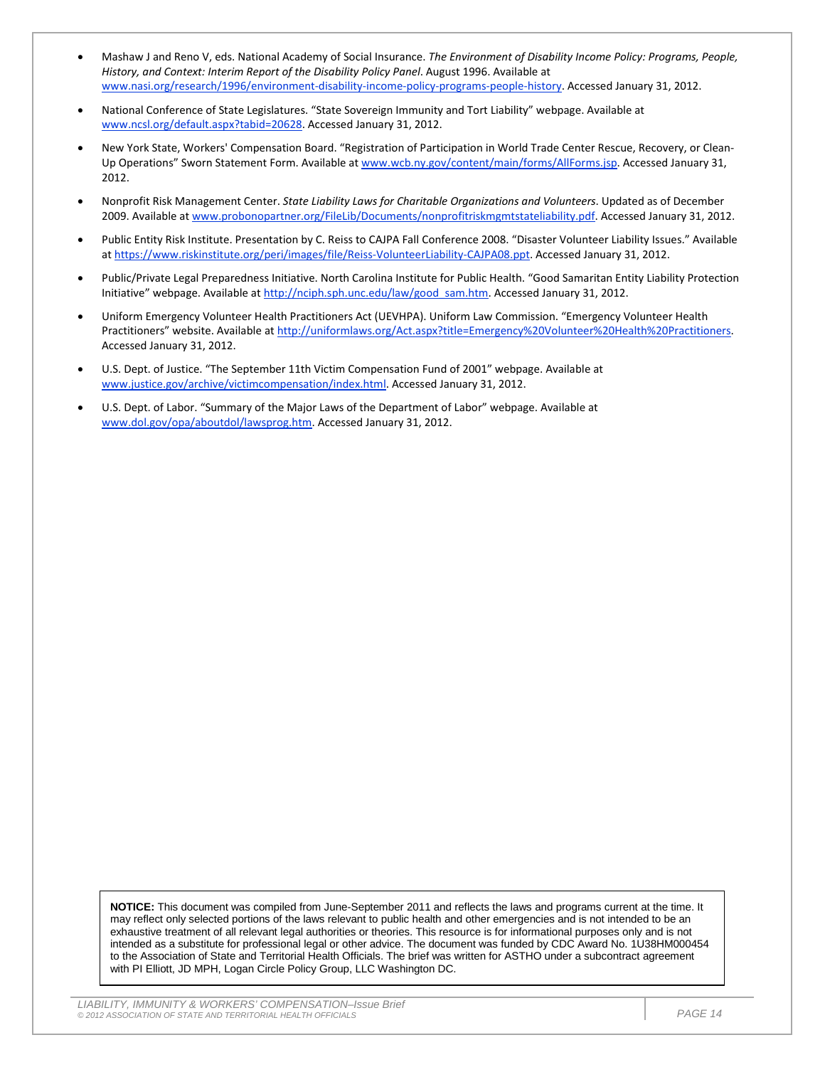- Mashaw J and Reno V, eds. National Academy of Social Insurance. *The Environment of Disability Income Policy: Programs, People, History, and Context: Interim Report of the Disability Policy Panel*. August 1996. Available at www.nasi.org/research/1996/environment-disability-income-policy-programs-people-history. Accessed January 31, 2012.

- National Conference of State Legislatures. "State Sovereign Immunity and Tort Liability" webpage. Available at www.ncsl.org/default.aspx?tabid=20628. Accessed January 31, 2012.

- New York State, Workers' Compensation Board. "Registration of Participation in World Trade Center Rescue, Recovery, or Clean-Up Operations" Sworn Statement Form. Available at www.wcb.ny.gov/content/main/forms/AllForms.jsp. Accessed January 31, 2012.

- Nonprofit Risk Management Center. *State Liability Laws for Charitable Organizations and Volunteers*. Updated as of December 2009. Available at www.probonopartner.org/FileLib/Documents/nonprofitriskmgmtstateliability.pdf. Accessed January 31, 2012.

- Public Entity Risk Institute. Presentation by C. Reiss to CAJPA Fall Conference 2008. "Disaster Volunteer Liability Issues." Available at https://www.riskinstitute.org/peri/images/file/Reiss-VolunteerLiability-CAJPA08.ppt. Accessed January 31, 2012.

- Public/Private Legal Preparedness Initiative. North Carolina Institute for Public Health. "Good Samaritan Entity Liability Protection Initiative" webpage. Available at http://nciph.sph.unc.edu/law/good_sam.htm. Accessed January 31, 2012.

- Uniform Emergency Volunteer Health Practitioners Act (UEVHPA). Uniform Law Commission. "Emergency Volunteer Health Practitioners" website. Available at http://uniformlaws.org/Act.aspx?title=Emergency%20Volunteer%20Health%20Practitioners. Accessed January 31, 2012.

- U.S. Dept. of Justice. "The September 11th Victim Compensation Fund of 2001" webpage. Available at www.justice.gov/archive/victimcompensation/index.html. Accessed January 31, 2012.

- U.S. Dept. of Labor. "Summary of the Major Laws of the Department of Labor" webpage. Available at www.dol.gov/opa/aboutdol/lawsprog.htm. Accessed January 31, 2012.

**NOTICE:** This document was compiled from June-September 2011 and reflects the laws and programs current at the time. It may reflect only selected portions of the laws relevant to public health and other emergencies and is not intended to be an exhaustive treatment of all relevant legal authorities or theories. This resource is for informational purposes only and is not intended as a substitute for professional legal or other advice. The document was funded by CDC Award No. 1U38HM000454 to the Association of State and Territorial Health Officials. The brief was written for ASTHO under a subcontract agreement with PI Elliott, JD MPH, Logan Circle Policy Group, LLC Washington DC.